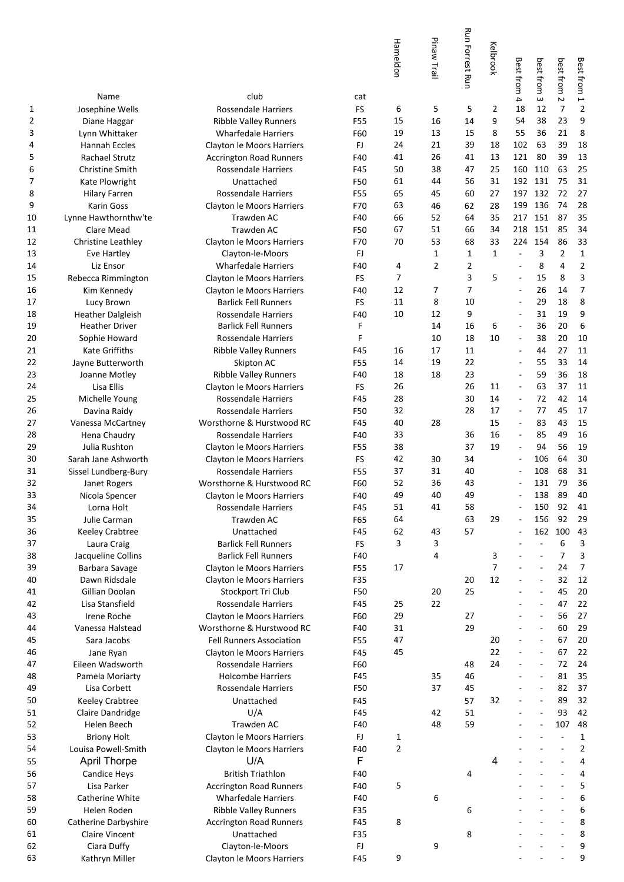|  | Name | club | cat | Hameldon | Pinaw Trail | Run Forrest Run | Kelbrook | Best from 4 | best from 3 | best from 2 | Best from 1 |
|---|---|---|---|---|---|---|---|---|---|---|---|
| 1 | Josephine Wells | Rossendale Harriers | FS | 6 | 5 | 5 | 2 | 18 | 12 | 7 | 2 |
| 2 | Diane Haggar | Ribble Valley Runners | F55 | 15 | 16 | 14 | 9 | 54 | 38 | 23 | 9 |
| 3 | Lynn Whittaker | Wharfedale Harriers | F60 | 19 | 13 | 15 | 8 | 55 | 36 | 21 | 8 |
| 4 | Hannah Eccles | Clayton le Moors Harriers | FJ | 24 | 21 | 39 | 18 | 102 | 63 | 39 | 18 |
| 5 | Rachael Strutz | Accrington Road Runners | F40 | 41 | 26 | 41 | 13 | 121 | 80 | 39 | 13 |
| 6 | Christine Smith | Rossendale Harriers | F45 | 50 | 38 | 47 | 25 | 160 | 110 | 63 | 25 |
| 7 | Kate Plowright | Unattached | F50 | 61 | 44 | 56 | 31 | 192 | 131 | 75 | 31 |
| 8 | Hilary Farren | Rossendale Harriers | F55 | 65 | 45 | 60 | 27 | 197 | 132 | 72 | 27 |
| 9 | Karin Goss | Clayton le Moors Harriers | F70 | 63 | 46 | 62 | 28 | 199 | 136 | 74 | 28 |
| 10 | Lynne Hawthornthw'te | Trawden AC | F40 | 66 | 52 | 64 | 35 | 217 | 151 | 87 | 35 |
| 11 | Clare Mead | Trawden AC | F50 | 67 | 51 | 66 | 34 | 218 | 151 | 85 | 34 |
| 12 | Christine Leathley | Clayton le Moors Harriers | F70 | 70 | 53 | 68 | 33 | 224 | 154 | 86 | 33 |
| 13 | Eve Hartley | Clayton-le-Moors | FJ |  | 1 | 1 | 1 | - | 3 | 2 | 1 |
| 14 | Liz Ensor | Wharfedale Harriers | F40 | 4 | 2 | 2 |  | - | 8 | 4 | 2 |
| 15 | Rebecca Rimmington | Clayton le Moors Harriers | FS | 7 |  | 3 | 5 | - | 15 | 8 | 3 |
| 16 | Kim Kennedy | Clayton le Moors Harriers | F40 | 12 | 7 | 7 |  | - | 26 | 14 | 7 |
| 17 | Lucy Brown | Barlick Fell Runners | FS | 11 | 8 | 10 |  | - | 29 | 18 | 8 |
| 18 | Heather Dalgleish | Rossendale Harriers | F40 | 10 | 12 | 9 |  | - | 31 | 19 | 9 |
| 19 | Heather Driver | Barlick Fell Runners | F |  | 14 | 16 | 6 | - | 36 | 20 | 6 |
| 20 | Sophie Howard | Rossendale Harriers | F |  | 10 | 18 | 10 | - | 38 | 20 | 10 |
| 21 | Kate Griffiths | Ribble Valley Runners | F45 | 16 | 17 | 11 |  | - | 44 | 27 | 11 |
| 22 | Jayne Butterworth | Skipton AC | F55 | 14 | 19 | 22 |  | - | 55 | 33 | 14 |
| 23 | Joanne Motley | Ribble Valley Runners | F40 | 18 | 18 | 23 |  | - | 59 | 36 | 18 |
| 24 | Lisa Ellis | Clayton le Moors Harriers | FS | 26 |  | 26 | 11 | - | 63 | 37 | 11 |
| 25 | Michelle Young | Rossendale Harriers | F45 | 28 |  | 30 | 14 | - | 72 | 42 | 14 |
| 26 | Davina Raidy | Rossendale Harriers | F50 | 32 |  | 28 | 17 | - | 77 | 45 | 17 |
| 27 | Vanessa McCartney | Worsthorne & Hurstwood RC | F45 | 40 | 28 |  | 15 | - | 83 | 43 | 15 |
| 28 | Hena Chaudry | Rossendale Harriers | F40 | 33 |  | 36 | 16 | - | 85 | 49 | 16 |
| 29 | Julia Rushton | Clayton le Moors Harriers | F55 | 38 |  | 37 | 19 | - | 94 | 56 | 19 |
| 30 | Sarah Jane Ashworth | Clayton le Moors Harriers | FS | 42 | 30 | 34 |  | - | 106 | 64 | 30 |
| 31 | Sissel Lundberg-Bury | Rossendale Harriers | F55 | 37 | 31 | 40 |  | - | 108 | 68 | 31 |
| 32 | Janet Rogers | Worsthorne & Hurstwood RC | F60 | 52 | 36 | 43 |  | - | 131 | 79 | 36 |
| 33 | Nicola Spencer | Clayton le Moors Harriers | F40 | 49 | 40 | 49 |  | - | 138 | 89 | 40 |
| 34 | Lorna Holt | Rossendale Harriers | F45 | 51 | 41 | 58 |  | - | 150 | 92 | 41 |
| 35 | Julie Carman | Trawden AC | F65 | 64 |  | 63 | 29 | - | 156 | 92 | 29 |
| 36 | Keeley Crabtree | Unattached | F45 | 62 | 43 | 57 |  | - | 162 | 100 | 43 |
| 37 | Laura Craig | Barlick Fell Runners | FS | 3 | 3 |  |  | - | - | 6 | 3 |
| 38 | Jacqueline Collins | Barlick Fell Runners | F40 |  | 4 |  | 3 | - | - | 7 | 3 |
| 39 | Barbara Savage | Clayton le Moors Harriers | F55 | 17 |  |  | 7 | - | - | 24 | 7 |
| 40 | Dawn Ridsdale | Clayton le Moors Harriers | F35 |  |  | 20 | 12 | - | - | 32 | 12 |
| 41 | Gillian Doolan | Stockport Tri Club | F50 |  | 20 | 25 |  | - | - | 45 | 20 |
| 42 | Lisa Stansfield | Rossendale Harriers | F45 | 25 | 22 |  |  | - | - | 47 | 22 |
| 43 | Irene Roche | Clayton le Moors Harriers | F60 | 29 |  | 27 |  | - | - | 56 | 27 |
| 44 | Vanessa Halstead | Worsthorne & Hurstwood RC | F40 | 31 |  | 29 |  | - | - | 60 | 29 |
| 45 | Sara Jacobs | Fell Runners Association | F55 | 47 |  |  | 20 | - | - | 67 | 20 |
| 46 | Jane Ryan | Clayton le Moors Harriers | F45 | 45 |  |  | 22 | - | - | 67 | 22 |
| 47 | Eileen Wadsworth | Rossendale Harriers | F60 |  |  | 48 | 24 | - | - | 72 | 24 |
| 48 | Pamela Moriarty | Holcombe Harriers | F45 |  | 35 | 46 |  | - | - | 81 | 35 |
| 49 | Lisa Corbett | Rossendale Harriers | F50 |  | 37 | 45 |  | - | - | 82 | 37 |
| 50 | Keeley Crabtree | Unattached | F45 |  |  | 57 | 32 | - | - | 89 | 32 |
| 51 | Claire Dandridge | U/A | F45 |  | 42 | 51 |  | - | - | 93 | 42 |
| 52 | Helen Beech | Trawden AC | F40 |  | 48 | 59 |  | - | - | 107 | 48 |
| 53 | Briony Holt | Clayton le Moors Harriers | FJ | 1 |  |  |  | - | - | - | 1 |
| 54 | Louisa Powell-Smith | Clayton le Moors Harriers | F40 | 2 |  |  |  | - | - | - | 2 |
| 55 | April Thorpe | U/A | F |  |  |  | 4 | - | - | - | 4 |
| 56 | Candice Heys | British Triathlon | F40 |  |  | 4 |  | - | - | - | 4 |
| 57 | Lisa Parker | Accrington Road Runners | F40 | 5 |  |  |  | - | - | - | 5 |
| 58 | Catherine White | Wharfedale Harriers | F40 |  | 6 |  |  | - | - | - | 6 |
| 59 | Helen Roden | Ribble Valley Runners | F35 |  |  | 6 |  | - | - | - | 6 |
| 60 | Catherine Darbyshire | Accrington Road Runners | F45 | 8 |  |  |  | - | - | - | 8 |
| 61 | Claire Vincent | Unattached | F35 |  |  | 8 |  | - | - | - | 8 |
| 62 | Ciara Duffy | Clayton-le-Moors | FJ |  | 9 |  |  | - | - | - | 9 |
| 63 | Kathryn Miller | Clayton le Moors Harriers | F45 | 9 |  |  |  | - | - | - | 9 |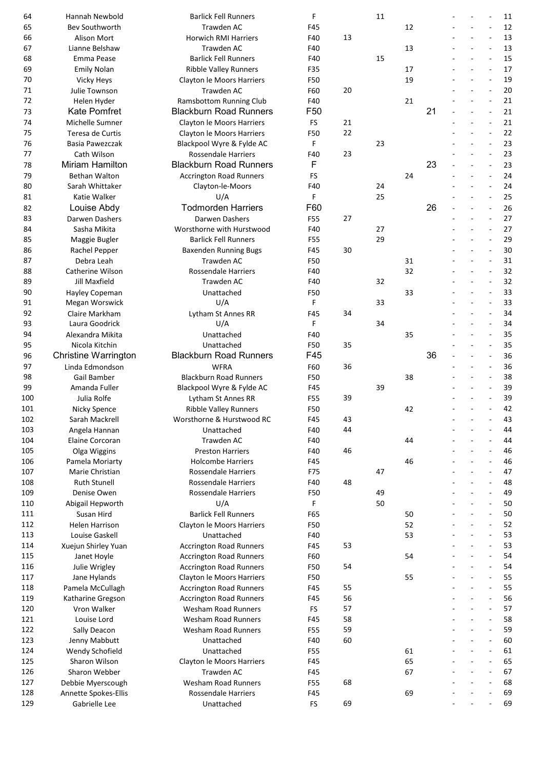| | | | | | | | | | | | |
|---|---|---|---|---|---|---|---|---|---|---|---|
| 64 | Hannah Newbold | Barlick Fell Runners | F | | 11 | | | - | - | - | 11 |
| 65 | Bev Southworth | Trawden AC | F45 | | | 12 | | - | - | - | 12 |
| 66 | Alison Mort | Horwich RMI Harriers | F40 | 13 | | | | - | - | - | 13 |
| 67 | Lianne Belshaw | Trawden AC | F40 | | | 13 | | - | - | - | 13 |
| 68 | Emma Pease | Barlick Fell Runners | F40 | | 15 | | | - | - | - | 15 |
| 69 | Emily Nolan | Ribble Valley Runners | F35 | | | 17 | | - | - | - | 17 |
| 70 | Vicky Heys | Clayton le Moors Harriers | F50 | | | 19 | | - | - | - | 19 |
| 71 | Julie Townson | Trawden AC | F60 | 20 | | | | - | - | - | 20 |
| 72 | Helen Hyder | Ramsbottom Running Club | F40 | | | 21 | | - | - | - | 21 |
| 73 | Kate Pomfret | Blackburn Road Runners | F50 | | | | 21 | - | - | - | 21 |
| 74 | Michelle Sumner | Clayton le Moors Harriers | FS | 21 | | | | - | - | - | 21 |
| 75 | Teresa de Curtis | Clayton le Moors Harriers | F50 | 22 | | | | - | - | - | 22 |
| 76 | Basia Pawezczak | Blackpool Wyre & Fylde AC | F | | 23 | | | - | - | - | 23 |
| 77 | Cath Wilson | Rossendale Harriers | F40 | 23 | | | | - | - | - | 23 |
| 78 | Miriam Hamilton | Blackburn Road Runners | F | | | | 23 | - | - | - | 23 |
| 79 | Bethan Walton | Accrington Road Runners | FS | | | 24 | | - | - | - | 24 |
| 80 | Sarah Whittaker | Clayton-le-Moors | F40 | | 24 | | | - | - | - | 24 |
| 81 | Katie Walker | U/A | F | | 25 | | | - | - | - | 25 |
| 82 | Louise Abdy | Todmorden Harriers | F60 | | | | 26 | - | - | - | 26 |
| 83 | Darwen Dashers | Darwen Dashers | F55 | 27 | | | | - | - | - | 27 |
| 84 | Sasha Mikita | Worsthorne with Hurstwood | F40 | | 27 | | | - | - | - | 27 |
| 85 | Maggie Bugler | Barlick Fell Runners | F55 | | 29 | | | - | - | - | 29 |
| 86 | Rachel Pepper | Baxenden Running Bugs | F45 | 30 | | | | - | - | - | 30 |
| 87 | Debra Leah | Trawden AC | F50 | | | 31 | | - | - | - | 31 |
| 88 | Catherine Wilson | Rossendale Harriers | F40 | | | 32 | | - | - | - | 32 |
| 89 | Jill Maxfield | Trawden AC | F40 | | 32 | | | - | - | - | 32 |
| 90 | Hayley Copeman | Unattached | F50 | | | 33 | | - | - | - | 33 |
| 91 | Megan Worswick | U/A | F | | 33 | | | - | - | - | 33 |
| 92 | Claire Markham | Lytham St Annes RR | F45 | 34 | | | | - | - | - | 34 |
| 93 | Laura Goodrick | U/A | F | | 34 | | | - | - | - | 34 |
| 94 | Alexandra Mikita | Unattached | F40 | | | 35 | | - | - | - | 35 |
| 95 | Nicola Kitchin | Unattached | F50 | 35 | | | | - | - | - | 35 |
| 96 | Christine Warrington | Blackburn Road Runners | F45 | | | | 36 | - | - | - | 36 |
| 97 | Linda Edmondson | WFRA | F60 | 36 | | | | - | - | - | 36 |
| 98 | Gail Bamber | Blackburn Road Runners | F50 | | | 38 | | - | - | - | 38 |
| 99 | Amanda Fuller | Blackpool Wyre & Fylde AC | F45 | | 39 | | | - | - | - | 39 |
| 100 | Julia Rolfe | Lytham St Annes RR | F55 | 39 | | | | - | - | - | 39 |
| 101 | Nicky Spence | Ribble Valley Runners | F50 | | | 42 | | - | - | - | 42 |
| 102 | Sarah Mackrell | Worsthorne & Hurstwood RC | F45 | 43 | | | | - | - | - | 43 |
| 103 | Angela Hannan | Unattached | F40 | 44 | | | | - | - | - | 44 |
| 104 | Elaine Corcoran | Trawden AC | F40 | | | 44 | | - | - | - | 44 |
| 105 | Olga Wiggins | Preston Harriers | F40 | 46 | | | | - | - | - | 46 |
| 106 | Pamela Moriarty | Holcombe Harriers | F45 | | | 46 | | - | - | - | 46 |
| 107 | Marie Christian | Rossendale Harriers | F75 | | 47 | | | - | - | - | 47 |
| 108 | Ruth Stunell | Rossendale Harriers | F40 | 48 | | | | - | - | - | 48 |
| 109 | Denise Owen | Rossendale Harriers | F50 | | 49 | | | - | - | - | 49 |
| 110 | Abigail Hepworth | U/A | F | | 50 | | | - | - | - | 50 |
| 111 | Susan Hird | Barlick Fell Runners | F65 | | | 50 | | - | - | - | 50 |
| 112 | Helen Harrison | Clayton le Moors Harriers | F50 | | | 52 | | - | - | - | 52 |
| 113 | Louise Gaskell | Unattached | F40 | | | 53 | | - | - | - | 53 |
| 114 | Xuejun Shirley Yuan | Accrington Road Runners | F45 | 53 | | | | - | - | - | 53 |
| 115 | Janet Hoyle | Accrington Road Runners | F60 | | | 54 | | - | - | - | 54 |
| 116 | Julie Wrigley | Accrington Road Runners | F50 | 54 | | | | - | - | - | 54 |
| 117 | Jane Hylands | Clayton le Moors Harriers | F50 | | | 55 | | - | - | - | 55 |
| 118 | Pamela McCullagh | Accrington Road Runners | F45 | 55 | | | | - | - | - | 55 |
| 119 | Katharine Gregson | Accrington Road Runners | F45 | 56 | | | | - | - | - | 56 |
| 120 | Vron Walker | Wesham Road Runners | FS | 57 | | | | - | - | - | 57 |
| 121 | Louise Lord | Wesham Road Runners | F45 | 58 | | | | - | - | - | 58 |
| 122 | Sally Deacon | Wesham Road Runners | F55 | 59 | | | | - | - | - | 59 |
| 123 | Jenny Mabbutt | Unattached | F40 | 60 | | | | - | - | - | 60 |
| 124 | Wendy Schofield | Unattached | F55 | | | 61 | | - | - | - | 61 |
| 125 | Sharon Wilson | Clayton le Moors Harriers | F45 | | | 65 | | - | - | - | 65 |
| 126 | Sharon Webber | Trawden AC | F45 | | | 67 | | - | - | - | 67 |
| 127 | Debbie Myerscough | Wesham Road Runners | F55 | 68 | | | | - | - | - | 68 |
| 128 | Annette Spokes-Ellis | Rossendale Harriers | F45 | | | 69 | | - | - | - | 69 |
| 129 | Gabrielle Lee | Unattached | FS | 69 | | | | - | - | - | 69 |